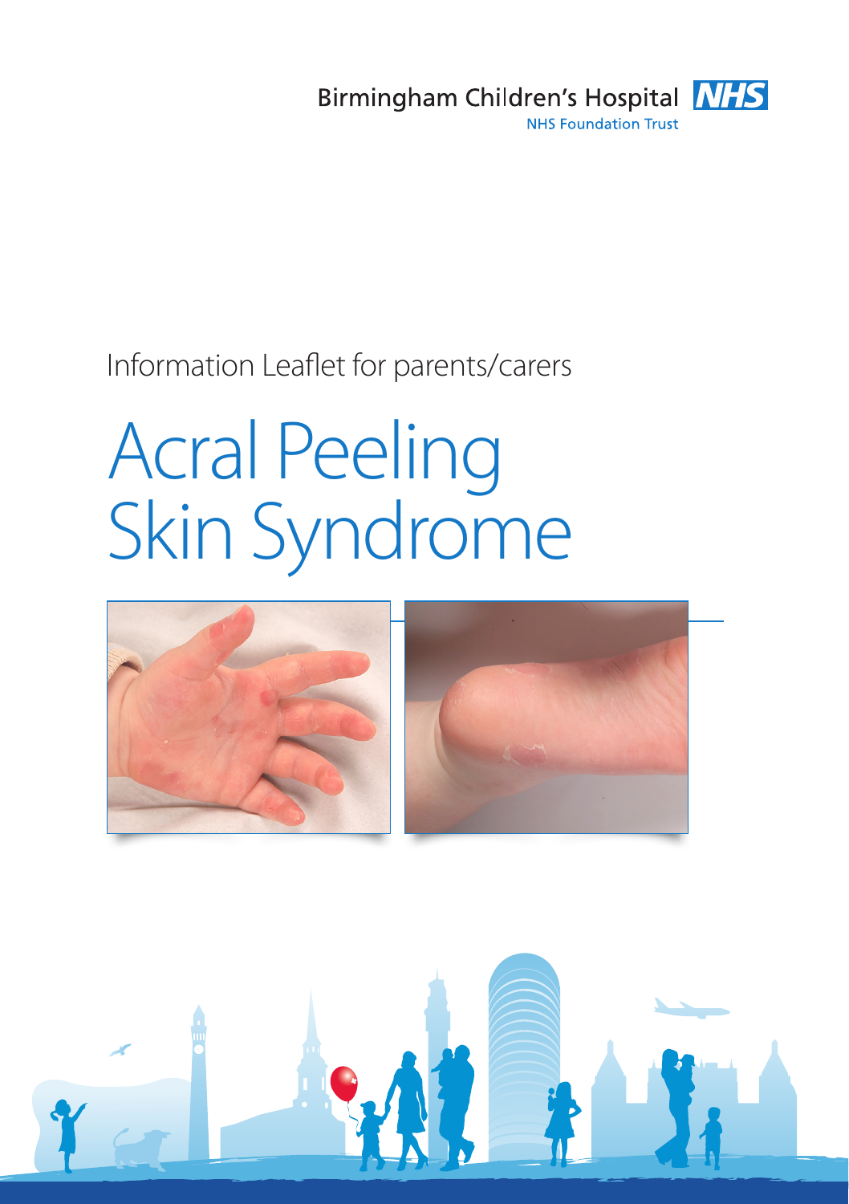Birmingham Children's Hospital NHS

NHS Foundation Trust

Information Leaflet for parents/carers

# Acral Peeling Skin Syndrome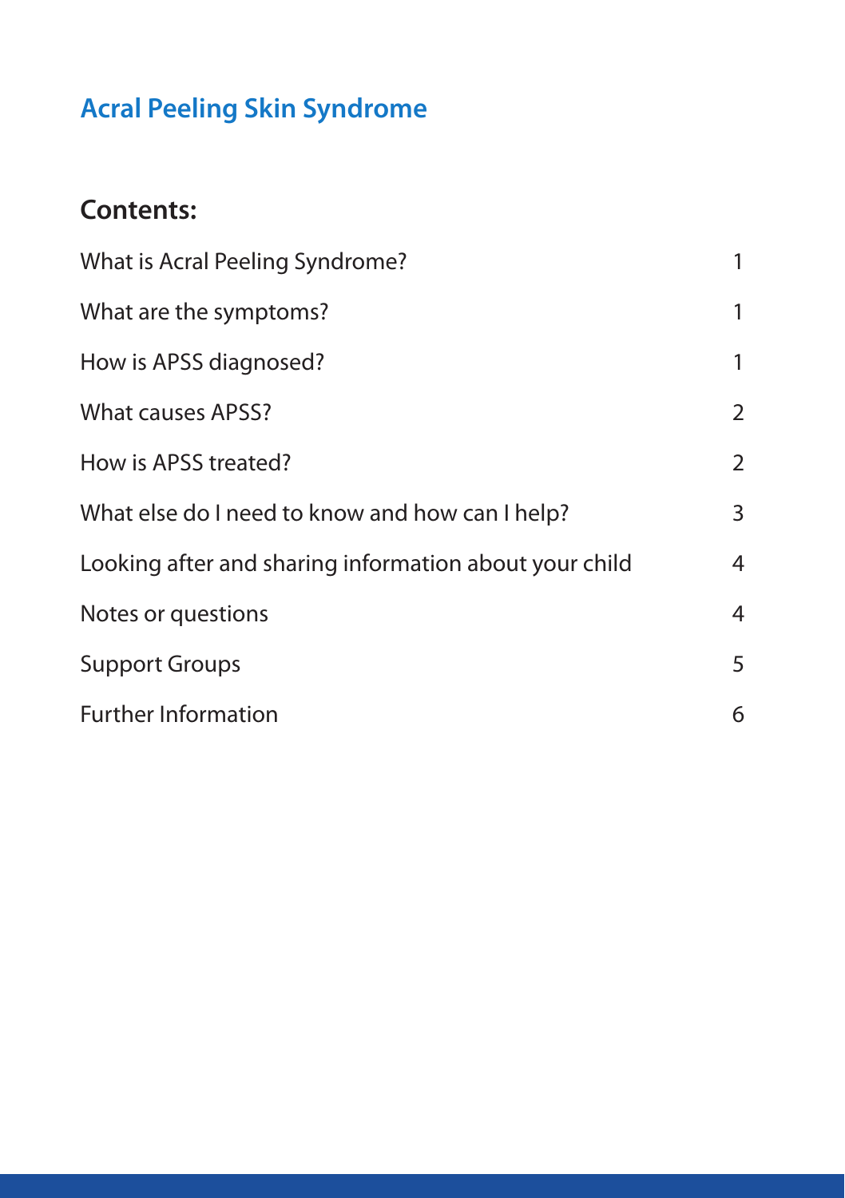# Acral Peeling Skin Syndrome

## Contents:

| | |
|---|---|
| What is Acral Peeling Syndrome? | 1 |
| What are the symptoms? | 1 |
| How is APSS diagnosed? | 1 |
| What causes APSS? | 2 |
| How is APSS treated? | 2 |
| What else do I need to know and how can I help? | 3 |
| Looking after and sharing information about your child | 4 |
| Notes or questions | 4 |
| Support Groups | 5 |
| Further Information | 6 |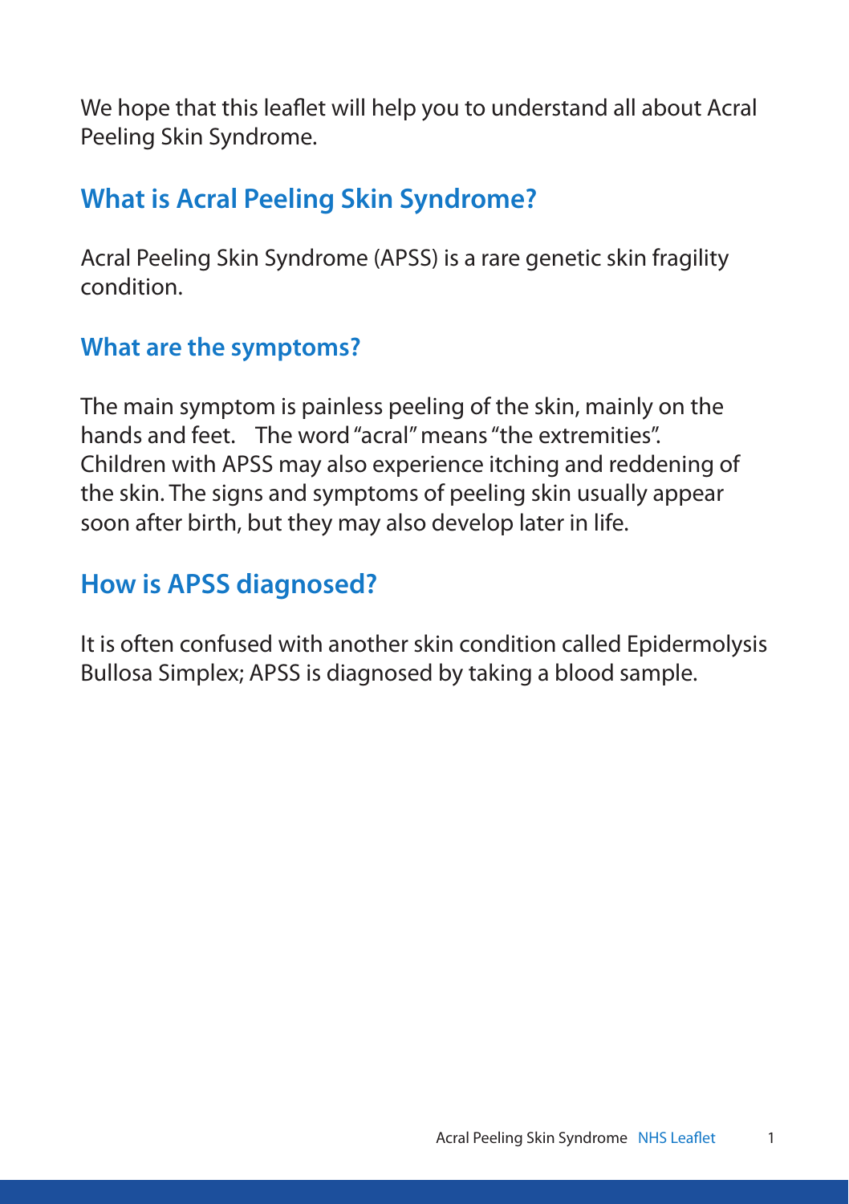We hope that this leaflet will help you to understand all about Acral Peeling Skin Syndrome.

## What is Acral Peeling Skin Syndrome?

Acral Peeling Skin Syndrome (APSS) is a rare genetic skin fragility condition.

### What are the symptoms?

The main symptom is painless peeling of the skin, mainly on the hands and feet. The word "acral" means "the extremities". Children with APSS may also experience itching and reddening of the skin. The signs and symptoms of peeling skin usually appear soon after birth, but they may also develop later in life.

## How is APSS diagnosed?

It is often confused with another skin condition called Epidermolysis Bullosa Simplex; APSS is diagnosed by taking a blood sample.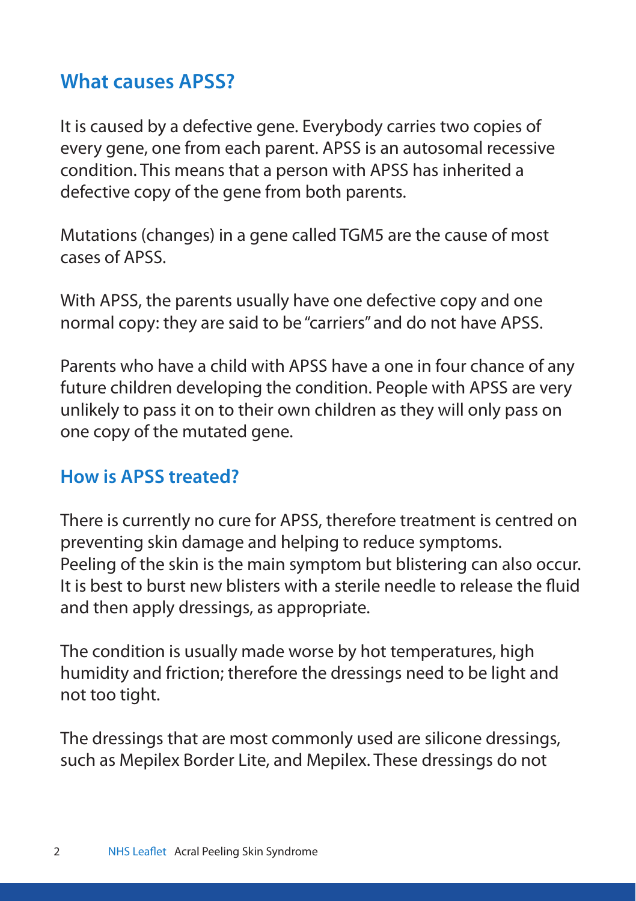## What causes APSS?

It is caused by a defective gene. Everybody carries two copies of every gene, one from each parent. APSS is an autosomal recessive condition. This means that a person with APSS has inherited a defective copy of the gene from both parents.

Mutations (changes) in a gene called TGM5 are the cause of most cases of APSS.

With APSS, the parents usually have one defective copy and one normal copy: they are said to be "carriers" and do not have APSS.

Parents who have a child with APSS have a one in four chance of any future children developing the condition. People with APSS are very unlikely to pass it on to their own children as they will only pass on one copy of the mutated gene.

## How is APSS treated?

There is currently no cure for APSS, therefore treatment is centred on preventing skin damage and helping to reduce symptoms. Peeling of the skin is the main symptom but blistering can also occur. It is best to burst new blisters with a sterile needle to release the fluid and then apply dressings, as appropriate.

The condition is usually made worse by hot temperatures, high humidity and friction; therefore the dressings need to be light and not too tight.

The dressings that are most commonly used are silicone dressings, such as Mepilex Border Lite, and Mepilex. These dressings do not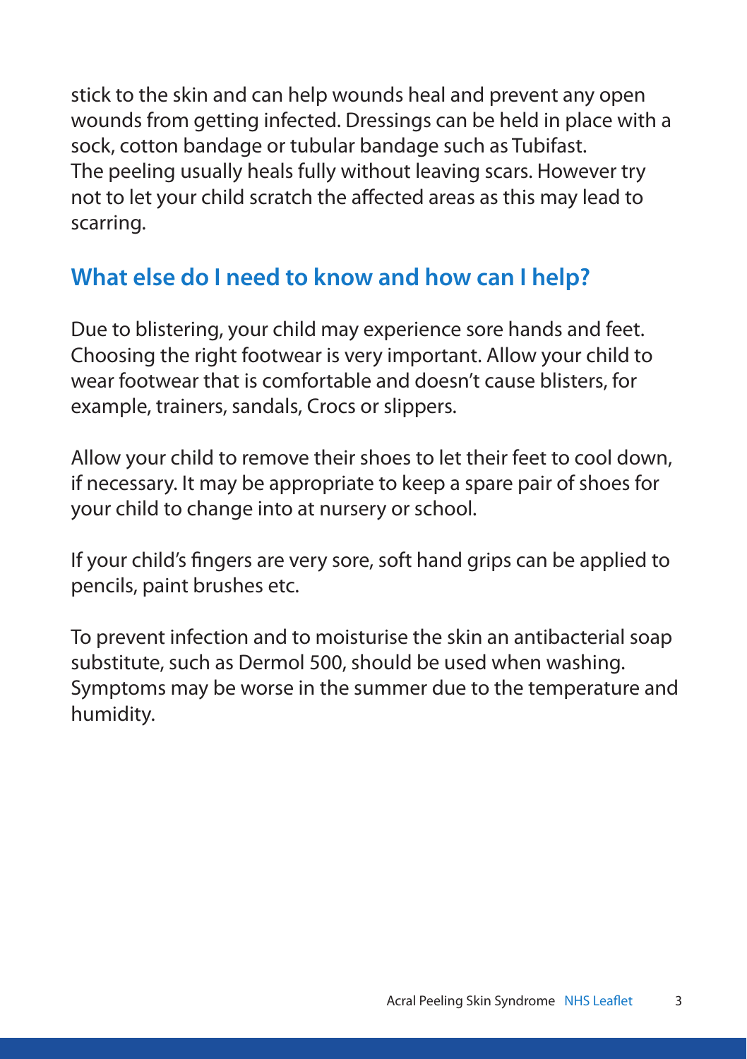stick to the skin and can help wounds heal and prevent any open wounds from getting infected. Dressings can be held in place with a sock, cotton bandage or tubular bandage such as Tubifast.
The peeling usually heals fully without leaving scars. However try not to let your child scratch the affected areas as this may lead to scarring.

## What else do I need to know and how can I help?

Due to blistering, your child may experience sore hands and feet. Choosing the right footwear is very important. Allow your child to wear footwear that is comfortable and doesn't cause blisters, for example, trainers, sandals, Crocs or slippers.

Allow your child to remove their shoes to let their feet to cool down, if necessary. It may be appropriate to keep a spare pair of shoes for your child to change into at nursery or school.

If your child's fingers are very sore, soft hand grips can be applied to pencils, paint brushes etc.

To prevent infection and to moisturise the skin an antibacterial soap substitute, such as Dermol 500, should be used when washing.
Symptoms may be worse in the summer due to the temperature and humidity.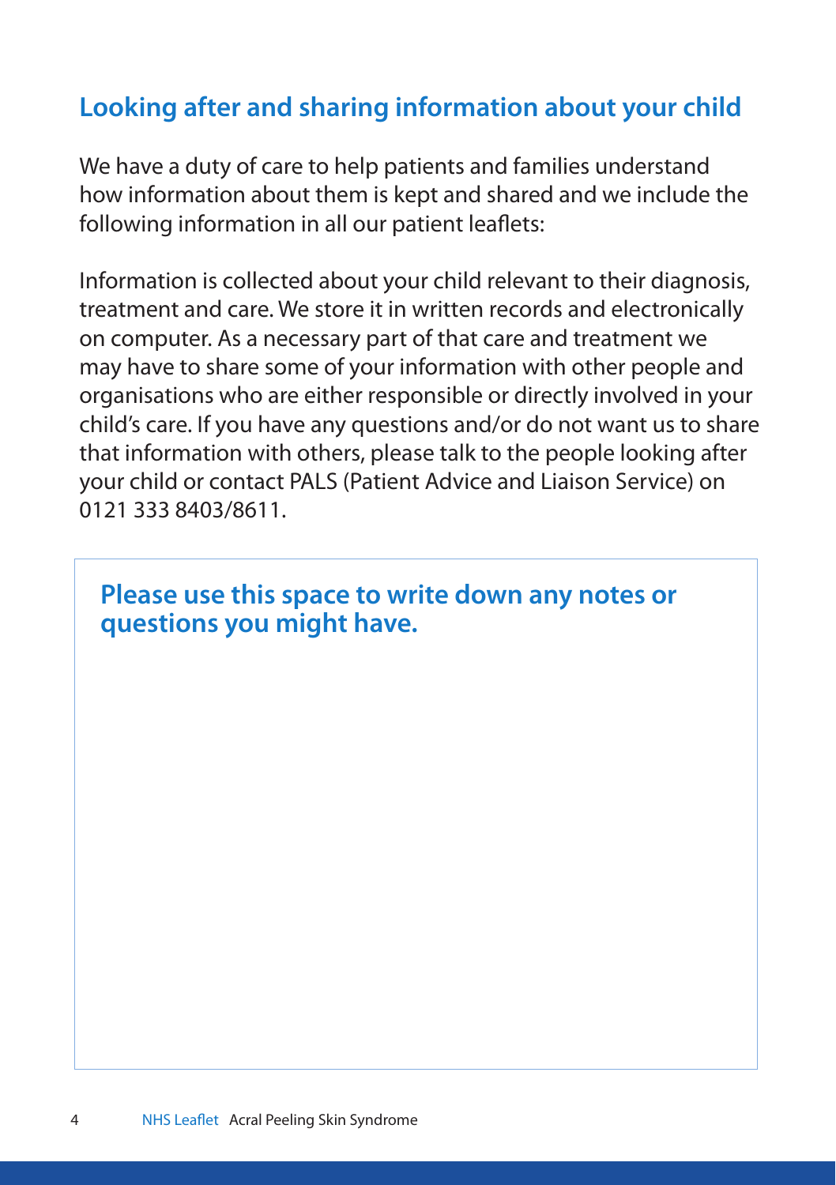## Looking after and sharing information about your child

We have a duty of care to help patients and families understand how information about them is kept and shared and we include the following information in all our patient leaflets:

Information is collected about your child relevant to their diagnosis, treatment and care. We store it in written records and electronically on computer. As a necessary part of that care and treatment we may have to share some of your information with other people and organisations who are either responsible or directly involved in your child's care. If you have any questions and/or do not want us to share that information with others, please talk to the people looking after your child or contact PALS (Patient Advice and Liaison Service) on 0121 333 8403/8611.

### Please use this space to write down any notes or questions you might have.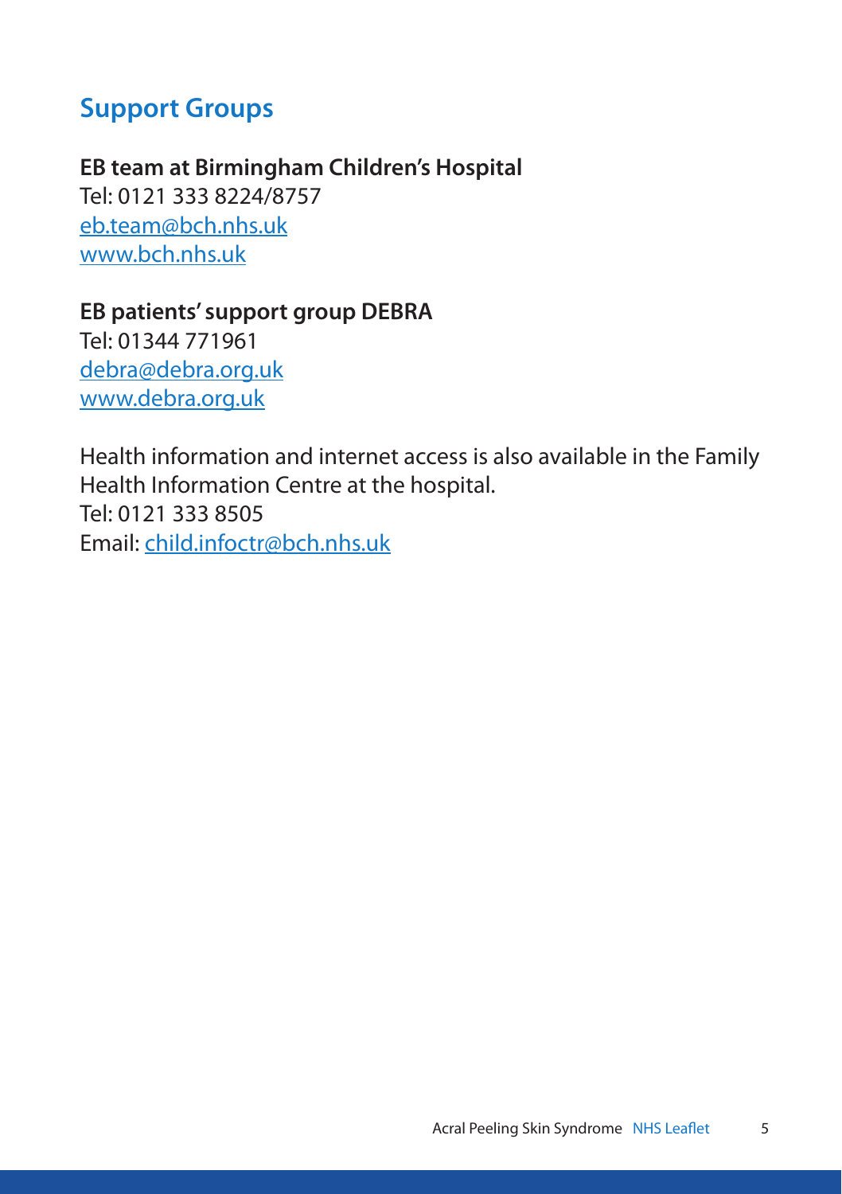## Support Groups

**EB team at Birmingham Children's Hospital**
Tel: 0121 333 8224/8757
eb.team@bch.nhs.uk
www.bch.nhs.uk

**EB patients' support group DEBRA**
Tel: 01344 771961
debra@debra.org.uk
www.debra.org.uk

Health information and internet access is also available in the Family Health Information Centre at the hospital.
Tel: 0121 333 8505
Email: child.infoctr@bch.nhs.uk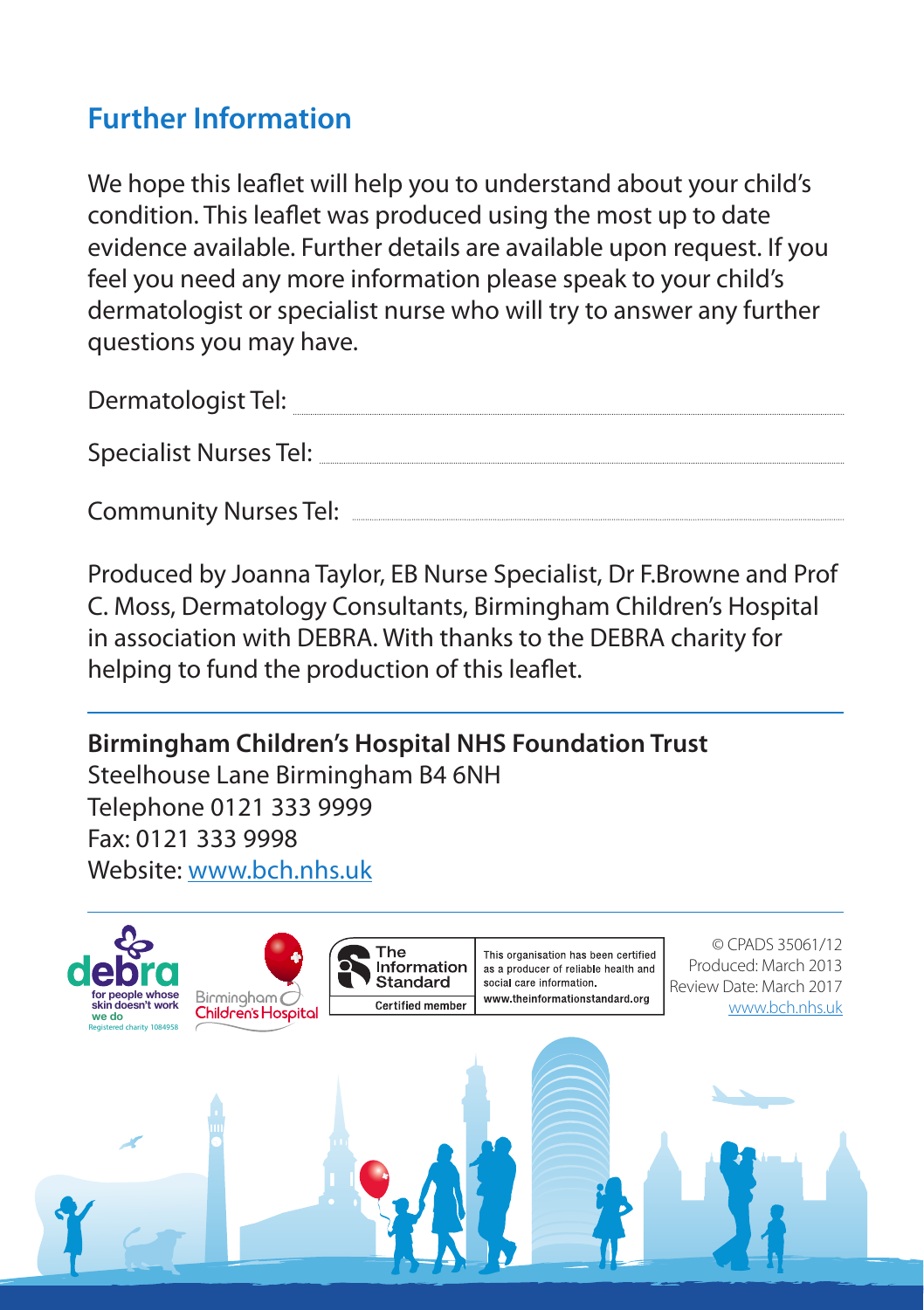## Further Information

We hope this leaflet will help you to understand about your child's condition. This leaflet was produced using the most up to date evidence available. Further details are available upon request. If you feel you need any more information please speak to your child's dermatologist or specialist nurse who will try to answer any further questions you may have.

Dermatologist Tel: ..........................................................

Specialist Nurses Tel: ..........................................................

Community Nurses Tel: ..........................................................

Produced by Joanna Taylor, EB Nurse Specialist, Dr F.Browne and Prof C. Moss, Dermatology Consultants, Birmingham Children's Hospital in association with DEBRA. With thanks to the DEBRA charity for helping to fund the production of this leaflet.

---

**Birmingham Children's Hospital NHS Foundation Trust**
Steelhouse Lane Birmingham B4 6NH
Telephone 0121 333 9999
Fax: 0121 333 9998
Website: www.bch.nhs.uk

---

debra – for people whose skin doesn't work we do – Registered charity 1084958

Birmingham Children's Hospital

The Information Standard – Certified member – This organisation has been certified as a producer of reliable health and social care information. www.theinformationstandard.org

© CPADS 35061/12
Produced: March 2013
Review Date: March 2017
www.bch.nhs.uk